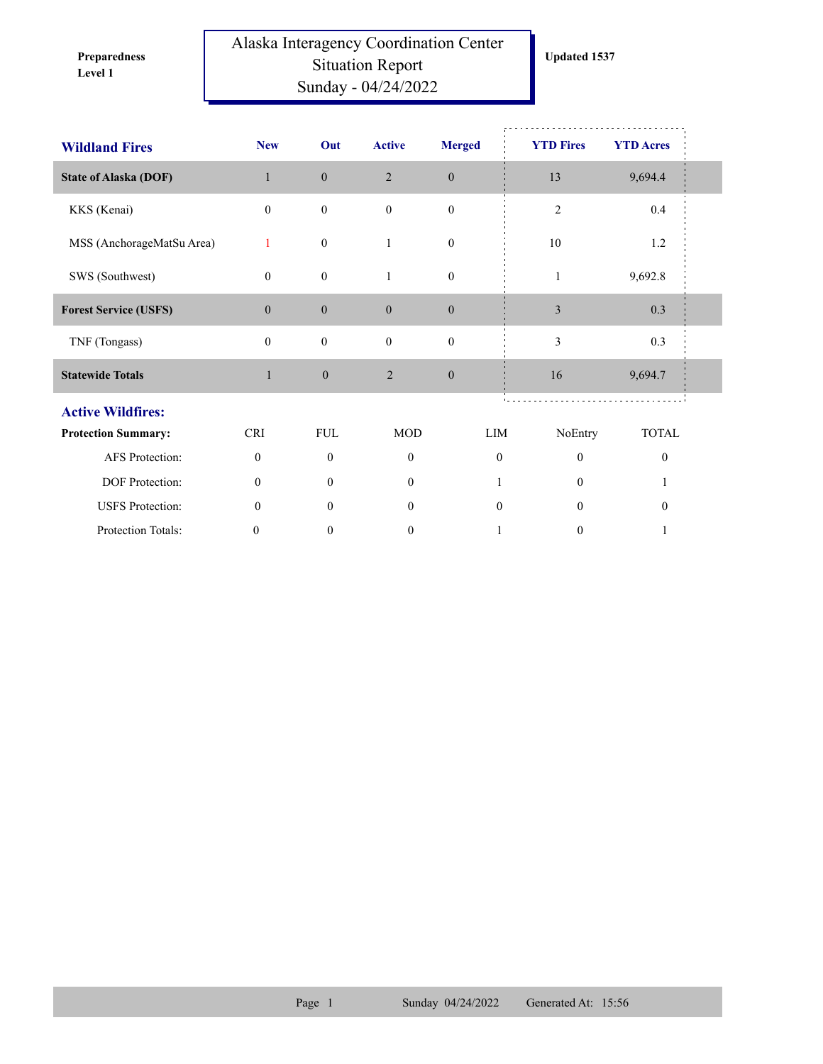**Preparedness Level 1**

# Alaska Interagency Coordination Center Situation Report
## Sunday - 04/24/2022

**Updated 1537**

| Wildland Fires | New | Out | Active | Merged | YTD Fires | YTD Acres |
|---|---|---|---|---|---|---|
| **State of Alaska (DOF)** | 1 | 0 | 2 | 0 | 13 | 9,694.4 |
| KKS (Kenai) | 0 | 0 | 0 | 0 | 2 | 0.4 |
| MSS (AnchorageMatSu Area) | 1 | 0 | 1 | 0 | 10 | 1.2 |
| SWS (Southwest) | 0 | 0 | 1 | 0 | 1 | 9,692.8 |
| **Forest Service (USFS)** | 0 | 0 | 0 | 0 | 3 | 0.3 |
| TNF (Tongass) | 0 | 0 | 0 | 0 | 3 | 0.3 |
| **Statewide Totals** | 1 | 0 | 2 | 0 | 16 | 9,694.7 |

## Active Wildfires:

| Protection Summary: | CRI | FUL | MOD | LIM | NoEntry | TOTAL |
|---|---|---|---|---|---|---|
| AFS Protection: | 0 | 0 | 0 | 0 | 0 | 0 |
| DOF Protection: | 0 | 0 | 0 | 1 | 0 | 1 |
| USFS Protection: | 0 | 0 | 0 | 0 | 0 | 0 |
| Protection Totals: | 0 | 0 | 0 | 1 | 0 | 1 |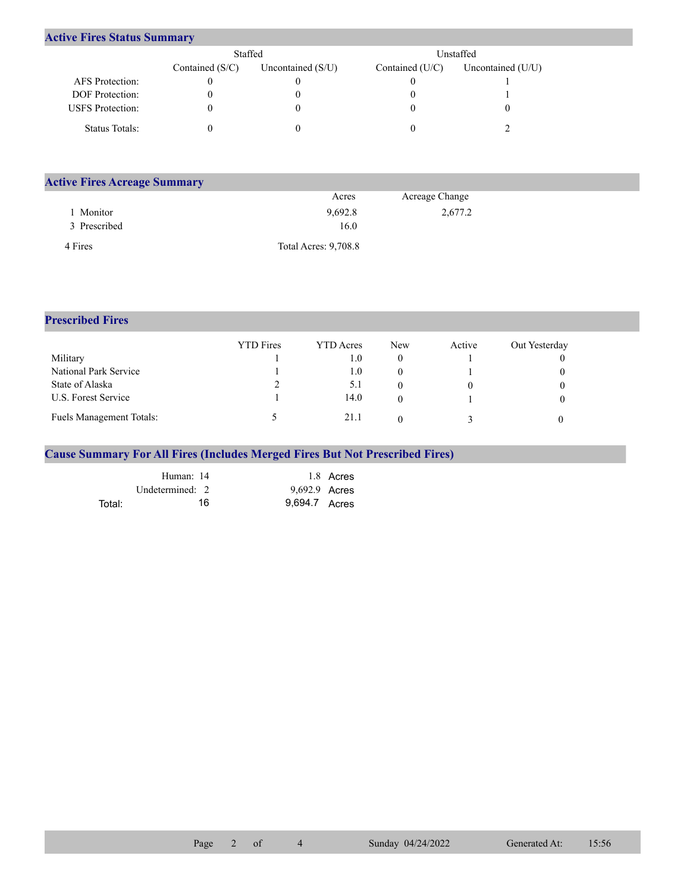## Active Fires Status Summary

| | Staffed | | Unstaffed | |
|---|---|---|---|---|
| | Contained (S/C) | Uncontained (S/U) | Contained (U/C) | Uncontained (U/U) |
| AFS Protection: | 0 | 0 | 0 | 1 |
| DOF Protection: | 0 | 0 | 0 | 1 |
| USFS Protection: | 0 | 0 | 0 | 0 |
| Status Totals: | 0 | 0 | 0 | 2 |

## Active Fires Acreage Summary

| | Acres | Acreage Change |
|---|---|---|
| 1 Monitor | 9,692.8 | 2,677.2 |
| 3 Prescribed | 16.0 | |
| 4 Fires | Total Acres: 9,708.8 | |

## Prescribed Fires

| | YTD Fires | YTD Acres | New | Active | Out Yesterday |
|---|---|---|---|---|---|
| Military | 1 | 1.0 | 0 | 1 | 0 |
| National Park Service | 1 | 1.0 | 0 | 1 | 0 |
| State of Alaska | 2 | 5.1 | 0 | 0 | 0 |
| U.S. Forest Service | 1 | 14.0 | 0 | 1 | 0 |
| Fuels Management Totals: | 5 | 21.1 | 0 | 3 | 0 |

## Cause Summary For All Fires (Includes Merged Fires But Not Prescribed Fires)

| | Fires | Acres |
|---|---|---|
| Human: | 14 | 1.8 Acres |
| Undetermined: | 2 | 9,692.9 Acres |
| Total: | 16 | 9,694.7 Acres |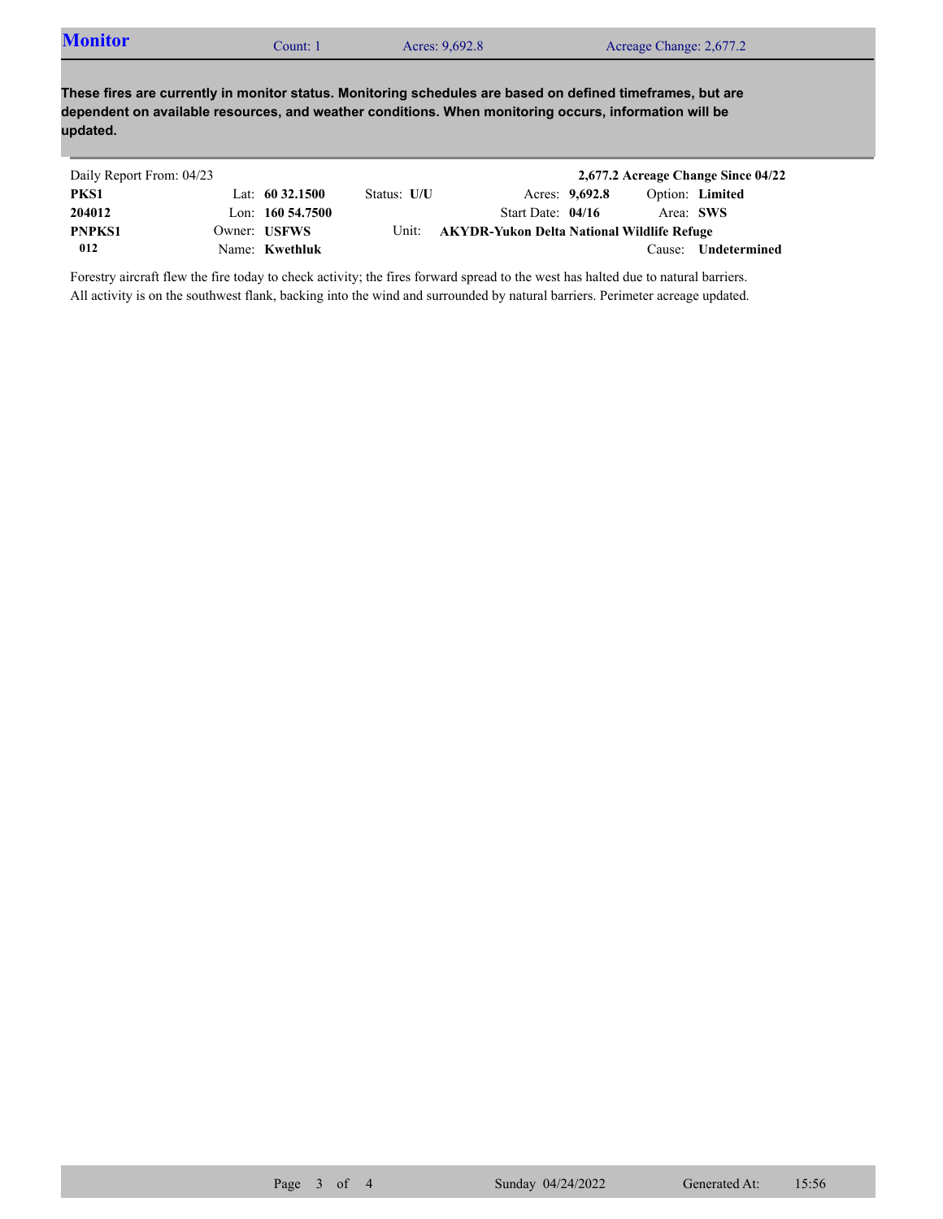## Monitor

Count: 1 | Acres: 9,692.8 | Acreage Change: 2,677.2

**These fires are currently in monitor status. Monitoring schedules are based on defined timeframes, but are dependent on available resources, and weather conditions. When monitoring occurs, information will be updated.**

Daily Report From: 04/23 — **2,677.2 Acreage Change Since 04/22**

| | | | | | |
|---|---|---|---|---|---|
| **PKS1** | Lat: **60 32.1500** | Status: **U/U** | Acres: **9,692.8** | Option: **Limited** |
| **204012** | Lon: **160 54.7500** | | Start Date: **04/16** | Area: **SWS** |
| **PNPKS1** | Owner: **USFWS** | Unit: **AKYDR-Yukon Delta National Wildlife Refuge** | | |
| **012** | Name: **Kwethluk** | | | Cause: **Undetermined** |

Forestry aircraft flew the fire today to check activity; the fires forward spread to the west has halted due to natural barriers. All activity is on the southwest flank, backing into the wind and surrounded by natural barriers. Perimeter acreage updated.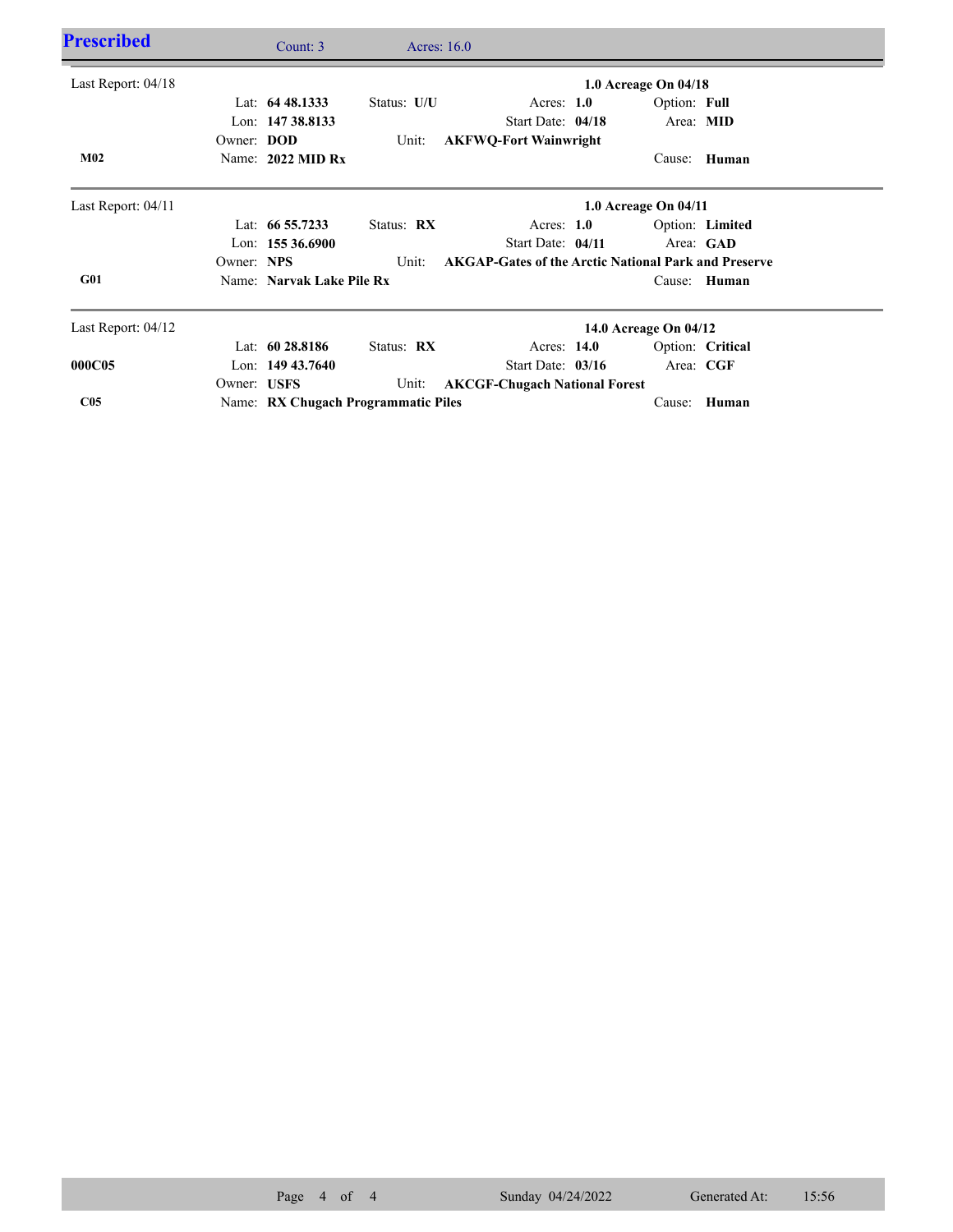## Prescribed

Count: 3 Acres: 16.0

---

Last Report: 04/18

**1.0 Acreage On 04/18**

| | | | |
|---|---|---|---|
| Lat: **64 48.1333** | Status: **U/U** | Acres: **1.0** | Option: **Full** |
| Lon: **147 38.8133** | | Start Date: **04/18** | Area: **MID** |
| Owner: **DOD** | Unit: **AKFWQ-Fort Wainwright** | | |
| Name: **2022 MID Rx** | | | Cause: **Human** |

**M02**

---

Last Report: 04/11

**1.0 Acreage On 04/11**

| | | | |
|---|---|---|---|
| Lat: **66 55.7233** | Status: **RX** | Acres: **1.0** | Option: **Limited** |
| Lon: **155 36.6900** | | Start Date: **04/11** | Area: **GAD** |
| Owner: **NPS** | Unit: **AKGAP-Gates of the Arctic National Park and Preserve** | | |
| Name: **Narvak Lake Pile Rx** | | | Cause: **Human** |

**G01**

---

Last Report: 04/12

**000C05**

**14.0 Acreage On 04/12**

| | | | |
|---|---|---|---|
| Lat: **60 28.8186** | Status: **RX** | Acres: **14.0** | Option: **Critical** |
| Lon: **149 43.7640** | | Start Date: **03/16** | Area: **CGF** |
| Owner: **USFS** | Unit: **AKCGF-Chugach National Forest** | | |
| Name: **RX Chugach Programmatic Piles** | | | Cause: **Human** |

**C05**

Sunday 04/24/2022 Generated At: 15:56